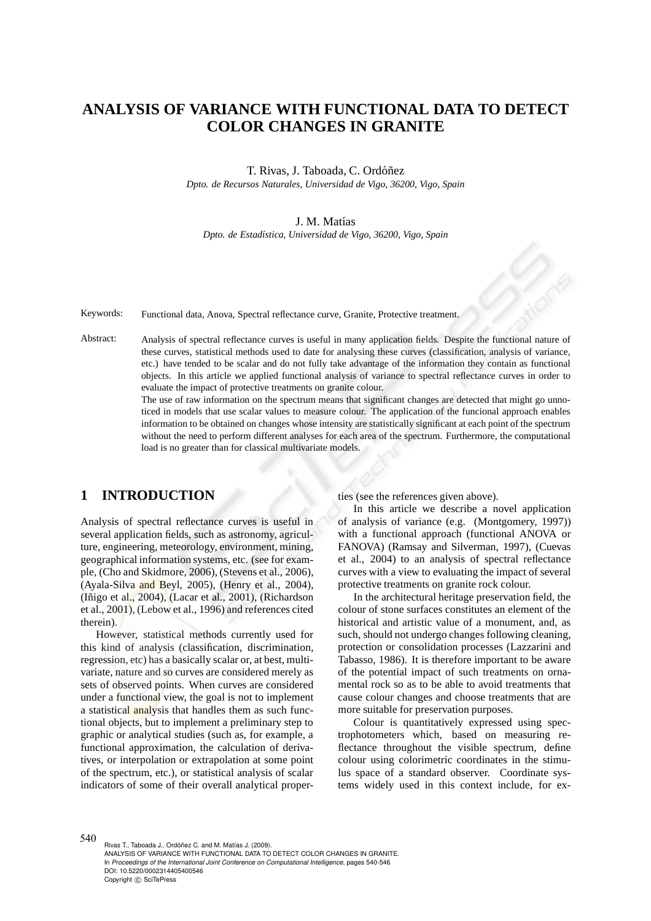# ANALYSIS OF VARIANCE WITH FUNCTIONAL DATA TO DETECT COLOR CHANGES IN GRANITE

T. Rivas, J. Taboada, C. Ordóñez
*Dpto. de Recursos Naturales, Universidad de Vigo, 36200, Vigo, Spain*

J. M. Matías
*Dpto. de Estadística, Universidad de Vigo, 36200, Vigo, Spain*

Keywords: Functional data, Anova, Spectral reflectance curve, Granite, Protective treatment.

Abstract: Analysis of spectral reflectance curves is useful in many application fields. Despite the functional nature of these curves, statistical methods used to date for analysing these curves (classification, analysis of variance, etc.) have tended to be scalar and do not fully take advantage of the information they contain as functional objects. In this article we applied functional analysis of variance to spectral reflectance curves in order to evaluate the impact of protective treatments on granite colour.
The use of raw information on the spectrum means that significant changes are detected that might go unnoticed in models that use scalar values to measure colour. The application of the funcional approach enables information to be obtained on changes whose intensity are statistically significant at each point of the spectrum without the need to perform different analyses for each area of the spectrum. Furthermore, the computational load is no greater than for classical multivariate models.

## 1 INTRODUCTION

Analysis of spectral reflectance curves is useful in several application fields, such as astronomy, agriculture, engineering, meteorology, environment, mining, geographical information systems, etc. (see for example, (Cho and Skidmore, 2006), (Stevens et al., 2006), (Ayala-Silva and Beyl, 2005), (Henry et al., 2004), (Iñigo et al., 2004), (Lacar et al., 2001), (Richardson et al., 2001), (Lebow et al., 1996) and references cited therein).

However, statistical methods currently used for this kind of analysis (classification, discrimination, regression, etc) has a basically scalar or, at best, multivariate, nature and so curves are considered merely as sets of observed points. When curves are considered under a functional view, the goal is not to implement a statistical analysis that handles them as such functional objects, but to implement a preliminary step to graphic or analytical studies (such as, for example, a functional approximation, the calculation of derivatives, or interpolation or extrapolation at some point of the spectrum, etc.), or statistical analysis of scalar indicators of some of their overall analytical properties (see the references given above).

In this article we describe a novel application of analysis of variance (e.g. (Montgomery, 1997)) with a functional approach (functional ANOVA or FANOVA) (Ramsay and Silverman, 1997), (Cuevas et al., 2004) to an analysis of spectral reflectance curves with a view to evaluating the impact of several protective treatments on granite rock colour.

In the architectural heritage preservation field, the colour of stone surfaces constitutes an element of the historical and artistic value of a monument, and, as such, should not undergo changes following cleaning, protection or consolidation processes (Lazzarini and Tabasso, 1986). It is therefore important to be aware of the potential impact of such treatments on ornamental rock so as to be able to avoid treatments that cause colour changes and choose treatments that are more suitable for preservation purposes.

Colour is quantitatively expressed using spectrophotometers which, based on measuring reflectance throughout the visible spectrum, define colour using colorimetric coordinates in the stimulus space of a standard observer. Coordinate systems widely used in this context include, for ex-

Rivas T., Taboada J., Ordóñez C. and M. Matías J. (2009).
ANALYSIS OF VARIANCE WITH FUNCTIONAL DATA TO DETECT COLOR CHANGES IN GRANITE.
In *Proceedings of the International Joint Conference on Computational Intelligence*, pages 540-546
DOI: 10.5220/0002314405400546
Copyright © SciTePress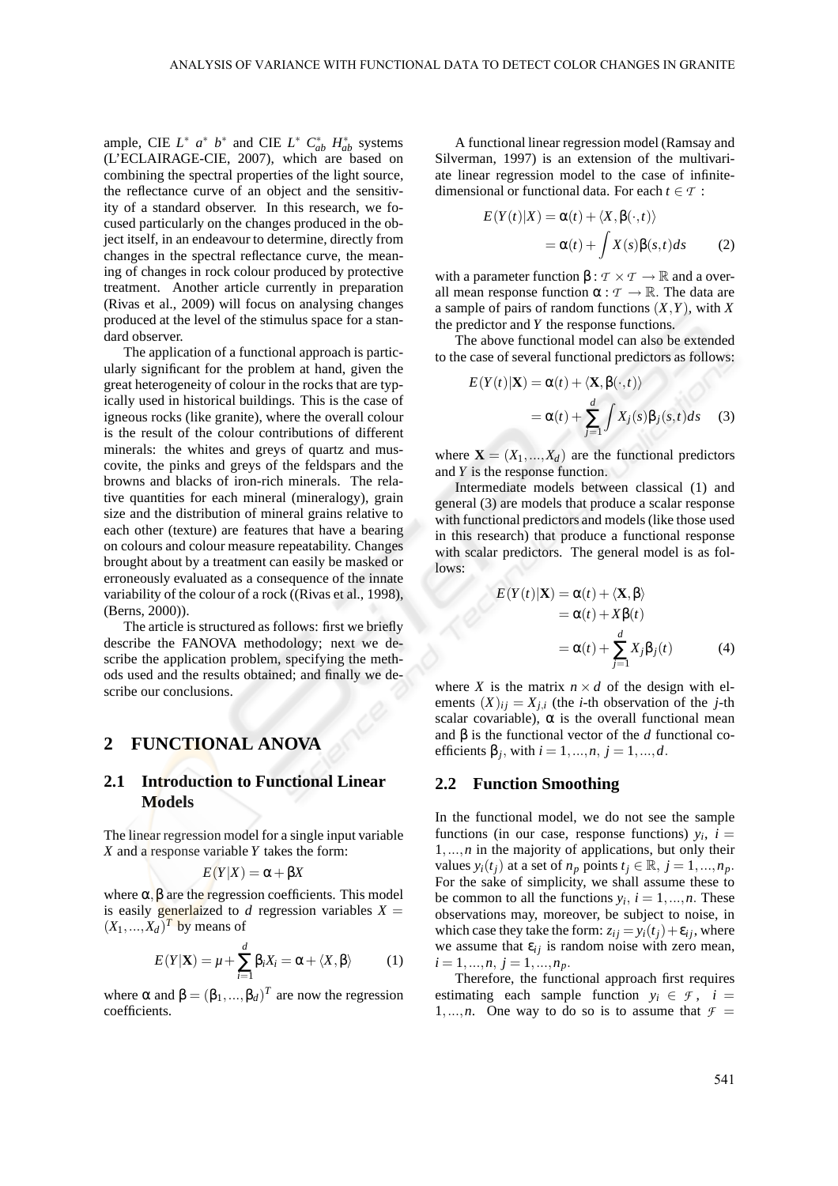ample, CIE $L^*$ $a^*$ $b^*$ and CIE $L^*$ $C^*_{ab}$ $H^*_{ab}$ systems (L'ECLAIRAGE-CIE, 2007), which are based on combining the spectral properties of the light source, the reflectance curve of an object and the sensitivity of a standard observer. In this research, we focused particularly on the changes produced in the object itself, in an endeavour to determine, directly from changes in the spectral reflectance curve, the meaning of changes in rock colour produced by protective treatment. Another article currently in preparation (Rivas et al., 2009) will focus on analysing changes produced at the level of the stimulus space for a standard observer.

The application of a functional approach is particularly significant for the problem at hand, given the great heterogeneity of colour in the rocks that are typically used in historical buildings. This is the case of igneous rocks (like granite), where the overall colour is the result of the colour contributions of different minerals: the whites and greys of quartz and muscovite, the pinks and greys of the feldspars and the browns and blacks of iron-rich minerals. The relative quantities for each mineral (mineralogy), grain size and the distribution of mineral grains relative to each other (texture) are features that have a bearing on colours and colour measure repeatability. Changes brought about by a treatment can easily be masked or erroneously evaluated as a consequence of the innate variability of the colour of a rock ((Rivas et al., 1998), (Berns, 2000)).

The article is structured as follows: first we briefly describe the FANOVA methodology; next we describe the application problem, specifying the methods used and the results obtained; and finally we describe our conclusions.

## 2 FUNCTIONAL ANOVA

### 2.1 Introduction to Functional Linear Models

The linear regression model for a single input variable $X$ and a response variable $Y$ takes the form:

$$E(Y|X) = \alpha + \beta X$$

where $\alpha, \beta$ are the regression coefficients. This model is easily generlaized to $d$ regression variables $X = (X_1, ..., X_d)^T$ by means of

$$E(Y|\mathbf{X}) = \mu + \sum_{i=1}^{d} \beta_i X_i = \alpha + \langle X, \beta \rangle \qquad (1)$$

where $\alpha$ and $\beta = (\beta_1, ..., \beta_d)^T$ are now the regression coefficients.

A functional linear regression model (Ramsay and Silverman, 1997) is an extension of the multivariate linear regression model to the case of infinite-dimensional or functional data. For each $t \in \mathcal{T}$ :

$$\begin{aligned} E(Y(t)|X) &= \alpha(t) + \langle X, \beta(\cdot, t) \rangle \\ &= \alpha(t) + \int X(s)\beta(s,t)ds \qquad (2) \end{aligned}$$

with a parameter function $\beta : \mathcal{T} \times \mathcal{T} \rightarrow \mathbb{R}$ and a overall mean response function $\alpha : \mathcal{T} \rightarrow \mathbb{R}$. The data are a sample of pairs of random functions $(X, Y)$, with $X$ the predictor and $Y$ the response functions.

The above functional model can also be extended to the case of several functional predictors as follows:

$$\begin{aligned} E(Y(t)|\mathbf{X}) &= \alpha(t) + \langle \mathbf{X}, \beta(\cdot, t) \rangle \\ &= \alpha(t) + \sum_{j=1}^{d} \int X_j(s)\beta_j(s,t)ds \qquad (3) \end{aligned}$$

where $\mathbf{X} = (X_1, ..., X_d)$ are the functional predictors and $Y$ is the response function.

Intermediate models between classical (1) and general (3) are models that produce a scalar response with functional predictors and models (like those used in this research) that produce a functional response with scalar predictors. The general model is as follows:

$$\begin{aligned} E(Y(t)|\mathbf{X}) &= \alpha(t) + \langle \mathbf{X}, \beta \rangle \\ &= \alpha(t) + X\beta(t) \\ &= \alpha(t) + \sum_{j=1}^{d} X_j \beta_j(t) \qquad (4) \end{aligned}$$

where $X$ is the matrix $n \times d$ of the design with elements $(X)_{ij} = X_{j,i}$ (the $i$-th observation of the $j$-th scalar covariable), $\alpha$ is the overall functional mean and $\beta$ is the functional vector of the $d$ functional coefficients $\beta_j$, with $i = 1, ..., n,\ j = 1, ..., d$.

### 2.2 Function Smoothing

In the functional model, we do not see the sample functions (in our case, response functions) $y_i$, $i = 1, ..., n$ in the majority of applications, but only their values $y_i(t_j)$ at a set of $n_p$ points $t_j \in \mathbb{R}$, $j = 1, ..., n_p$. For the sake of simplicity, we shall assume these to be common to all the functions $y_i$, $i = 1, ..., n$. These observations may, moreover, be subject to noise, in which case they take the form: $z_{ij} = y_i(t_j) + \varepsilon_{ij}$, where we assume that $\varepsilon_{ij}$ is random noise with zero mean, $i = 1, ..., n$, $j = 1, ..., n_p$.

Therefore, the functional approach first requires estimating each sample function $y_i \in \mathcal{F}$, $i = 1, ..., n$. One way to do so is to assume that $\mathcal{F} =$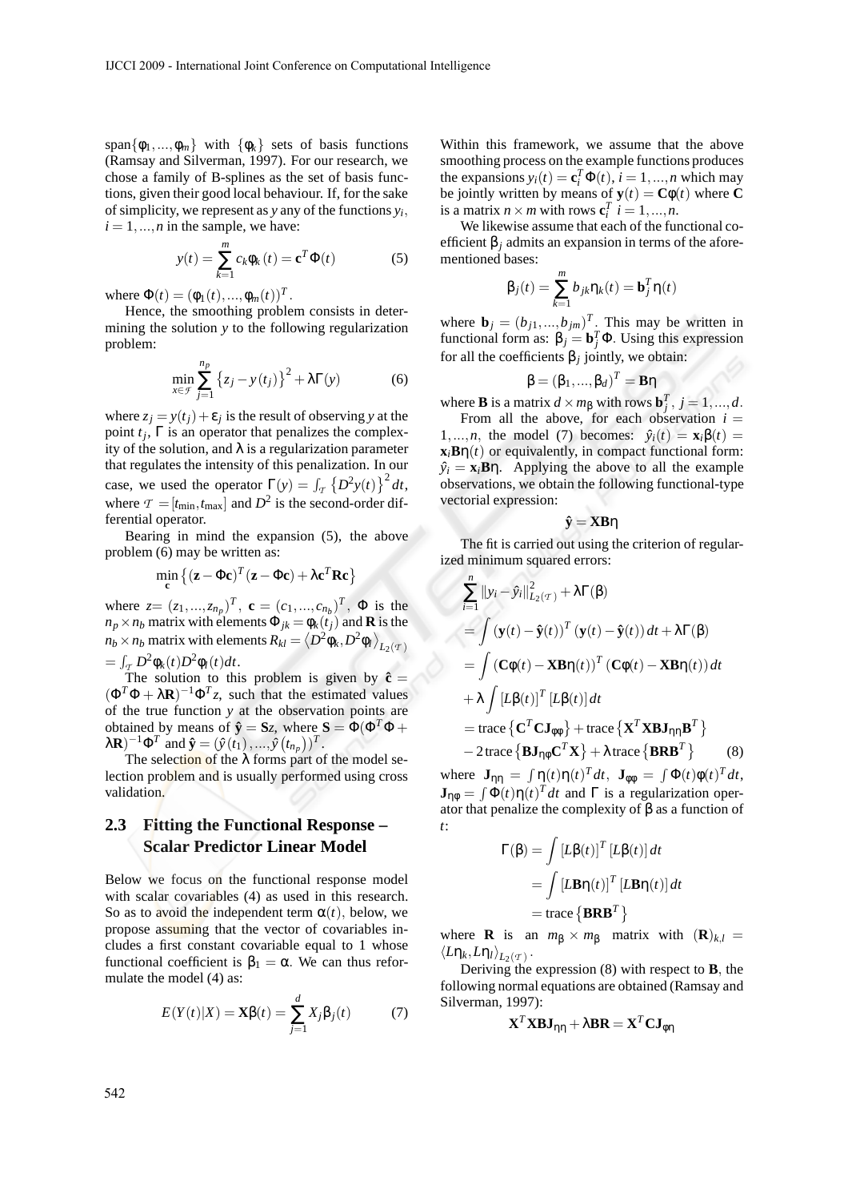span$\{\phi_1,...,\phi_m\}$ with $\{\phi_k\}$ sets of basis functions (Ramsay and Silverman, 1997). For our research, we chose a family of B-splines as the set of basis functions, given their good local behaviour. If, for the sake of simplicity, we represent as $y$ any of the functions $y_i$, $i = 1,...,n$ in the sample, we have:

$$y(t) = \sum_{k=1}^{m} c_k \phi_k(t) = \mathbf{c}^T \Phi(t) \tag{5}$$

where $\Phi(t) = (\phi_1(t),...,\phi_m(t))^T$.

Hence, the smoothing problem consists in determining the solution $y$ to the following regularization problem:

$$\min_{x \in \mathcal{F}} \sum_{j=1}^{n_p} \{z_j - y(t_j)\}^2 + \lambda \Gamma(y) \tag{6}$$

where $z_j = y(t_j) + \varepsilon_j$ is the result of observing $y$ at the point $t_j$, $\Gamma$ is an operator that penalizes the complexity of the solution, and $\lambda$ is a regularization parameter that regulates the intensity of this penalization. In our case, we used the operator $\Gamma(y) = \int_{\mathcal{T}} \{D^2 y(t)\}^2 dt$, where $\mathcal{T} = [t_{\min}, t_{\max}]$ and $D^2$ is the second-order differential operator.

Bearing in mind the expansion (5), the above problem (6) may be written as:

$$\min_{\mathbf{c}} \{(\mathbf{z} - \Phi\mathbf{c})^T (\mathbf{z} - \Phi\mathbf{c}) + \lambda \mathbf{c}^T \mathbf{R} \mathbf{c}\}$$

where $z = (z_1,...,z_{n_p})^T$, $\mathbf{c} = (c_1,...,c_{n_b})^T$, $\Phi$ is the $n_p \times n_b$ matrix with elements $\Phi_{jk} = \phi_k(t_j)$ and $\mathbf{R}$ is the $n_b \times n_b$ matrix with elements $R_{kl} = \langle D^2\phi_k, D^2\phi_l \rangle_{L_2(\mathcal{T})} = \int_{\mathcal{T}} D^2\phi_k(t) D^2\phi_l(t) dt$.

The solution to this problem is given by $\hat{\mathbf{c}} = (\Phi^T\Phi + \lambda\mathbf{R})^{-1}\Phi^T z$, such that the estimated values of the true function $y$ at the observation points are obtained by means of $\hat{\mathbf{y}} = \mathbf{S}z$, where $\mathbf{S} = \Phi(\Phi^T\Phi + \lambda\mathbf{R})^{-1}\Phi^T$ and $\hat{\mathbf{y}} = (\hat{y}(t_1),...,\hat{y}(t_{n_p}))^T$.

The selection of the $\lambda$ forms part of the model selection problem and is usually performed using cross validation.

## 2.3 Fitting the Functional Response – Scalar Predictor Linear Model

Below we focus on the functional response model with scalar covariables (4) as used in this research. So as to avoid the independent term $\alpha(t)$, below, we propose assuming that the vector of covariables includes a first constant covariable equal to 1 whose functional coefficient is $\beta_1 = \alpha$. We can thus reformulate the model (4) as:

$$E(Y(t)|X) = \mathbf{X}\beta(t) = \sum_{j=1}^{d} X_j \beta_j(t) \tag{7}$$

Within this framework, we assume that the above smoothing process on the example functions produces the expansions $y_i(t) = \mathbf{c}_i^T \Phi(t)$, $i = 1,...,n$ which may be jointly written by means of $\mathbf{y}(t) = \mathbf{C}\phi(t)$ where $\mathbf{C}$ is a matrix $n \times m$ with rows $\mathbf{c}_i^T$ $i = 1,...,n$.

We likewise assume that each of the functional coefficient $\beta_j$ admits an expansion in terms of the aforementioned bases:

$$\beta_j(t) = \sum_{k=1}^{m} b_{jk}\eta_k(t) = \mathbf{b}_j^T \eta(t)$$

where $\mathbf{b}_j = (b_{j1},...,b_{jm})^T$. This may be written in functional form as: $\beta_j = \mathbf{b}_j^T \Phi$. Using this expression for all the coefficients $\beta_j$ jointly, we obtain:

$$\beta = (\beta_1,...,\beta_d)^T = \mathbf{B}\eta$$

where $\mathbf{B}$ is a matrix $d \times m_\beta$ with rows $\mathbf{b}_j^T$, $j = 1,...,d$.

From all the above, for each observation $i = 1,...,n$, the model (7) becomes: $\hat{y}_i(t) = \mathbf{x}_i\beta(t) = \mathbf{x}_i\mathbf{B}\eta(t)$ or equivalently, in compact functional form: $\hat{y}_i = \mathbf{x}_i\mathbf{B}\eta$. Applying the above to all the example observations, we obtain the following functional-type vectorial expression:

$$\hat{\mathbf{y}} = \mathbf{X}\mathbf{B}\eta$$

The fit is carried out using the criterion of regularized minimum squared errors:

$$\begin{aligned}
&\sum_{i=1}^{n} \|y_i - \hat{y}_i\|^2_{L_2(\mathcal{T})} + \lambda\Gamma(\beta) \\
&= \int (\mathbf{y}(t) - \hat{\mathbf{y}}(t))^T (\mathbf{y}(t) - \hat{\mathbf{y}}(t))\, dt + \lambda\Gamma(\beta) \\
&= \int (\mathbf{C}\phi(t) - \mathbf{X}\mathbf{B}\eta(t))^T (\mathbf{C}\phi(t) - \mathbf{X}\mathbf{B}\eta(t))\, dt \\
&+ \lambda \int [L\beta(t)]^T [L\beta(t)]\, dt \\
&= \text{trace}\{\mathbf{C}^T\mathbf{C}\mathbf{J}_{\phi\phi}\} + \text{trace}\{\mathbf{X}^T\mathbf{X}\mathbf{B}\mathbf{J}_{\eta\eta}\mathbf{B}^T\} \\
&- 2\,\text{trace}\{\mathbf{B}\mathbf{J}_{\eta\phi}\mathbf{C}^T\mathbf{X}\} + \lambda\,\text{trace}\{\mathbf{B}\mathbf{R}\mathbf{B}^T\}
\end{aligned} \tag{8}$$

where $\mathbf{J}_{\eta\eta} = \int \eta(t)\eta(t)^T dt$, $\mathbf{J}_{\phi\phi} = \int \Phi(t)\phi(t)^T dt$, $\mathbf{J}_{\eta\phi} = \int \Phi(t)\eta(t)^T dt$ and $\Gamma$ is a regularization operator that penalize the complexity of $\beta$ as a function of $t$:

$$\begin{aligned}
\Gamma(\beta) &= \int [L\beta(t)]^T [L\beta(t)]\, dt \\
&= \int [L\mathbf{B}\eta(t)]^T [L\mathbf{B}\eta(t)]\, dt \\
&= \text{trace}\{\mathbf{B}\mathbf{R}\mathbf{B}^T\}
\end{aligned}$$

where $\mathbf{R}$ is an $m_\beta \times m_\beta$ matrix with $(\mathbf{R})_{k,l} = \langle L\eta_k, L\eta_l \rangle_{L_2(\mathcal{T})}$.

Deriving the expression (8) with respect to $\mathbf{B}$, the following normal equations are obtained (Ramsay and Silverman, 1997):

$$\mathbf{X}^T\mathbf{X}\mathbf{B}\mathbf{J}_{\eta\eta} + \lambda\mathbf{B}\mathbf{R} = \mathbf{X}^T\mathbf{C}\mathbf{J}_{\phi\eta}$$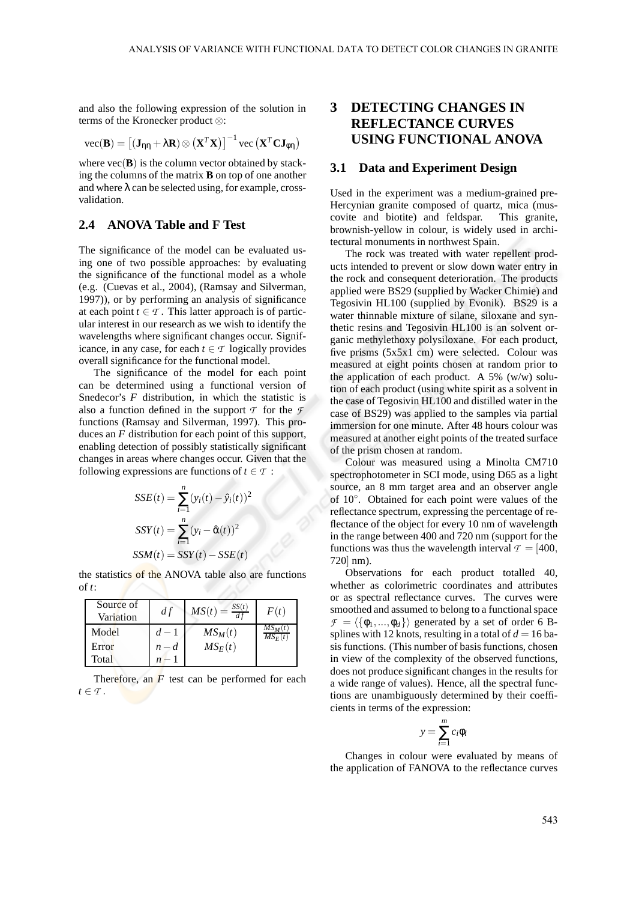and also the following expression of the solution in terms of the Kronecker product $\otimes$:

$$\text{vec}(\mathbf{B}) = \left[ (\mathbf{J}_{\eta\eta} + \lambda \mathbf{R}) \otimes \left( \mathbf{X}^T \mathbf{X} \right) \right]^{-1} \text{vec}\left( \mathbf{X}^T \mathbf{C} \mathbf{J}_{\phi\eta} \right)$$

where vec($\mathbf{B}$) is the column vector obtained by stacking the columns of the matrix $\mathbf{B}$ on top of one another and where $\lambda$ can be selected using, for example, cross-validation.

### 2.4 ANOVA Table and F Test

The significance of the model can be evaluated using one of two possible approaches: by evaluating the significance of the functional model as a whole (e.g. (Cuevas et al., 2004), (Ramsay and Silverman, 1997)), or by performing an analysis of significance at each point $t \in \mathcal{T}$. This latter approach is of particular interest in our research as we wish to identify the wavelengths where significant changes occur. Significance, in any case, for each $t \in \mathcal{T}$ logically provides overall significance for the functional model.

The significance of the model for each point can be determined using a functional version of Snedecor's $F$ distribution, in which the statistic is also a function defined in the support $\mathcal{T}$ for the $\mathcal{F}$ functions (Ramsay and Silverman, 1997). This produces an $F$ distribution for each point of this support, enabling detection of possibly statistically significant changes in areas where changes occur. Given that the following expressions are functions of $t \in \mathcal{T}$ :

$$SSE(t) = \sum_{i=1}^{n} (y_i(t) - \hat{y}_i(t))^2$$

$$SSY(t) = \sum_{i=1}^{n} (y_i - \hat{\alpha}(t))^2$$

$$SSM(t) = SSY(t) - SSE(t)$$

the statistics of the ANOVA table also are functions of $t$:

| Source of Variation | $df$ | $MS(t) = \frac{SS(t)}{df}$ | $F(t)$ |
|---|---|---|---|
| Model | $d-1$ | $MS_M(t)$ | $\frac{MS_M(t)}{MS_E(t)}$ |
| Error | $n-d$ | $MS_E(t)$ | |
| Total | $n-1$ | | |

Therefore, an $F$ test can be performed for each $t \in \mathcal{T}$.

## 3 DETECTING CHANGES IN REFLECTANCE CURVES USING FUNCTIONAL ANOVA

### 3.1 Data and Experiment Design

Used in the experiment was a medium-grained pre-Hercynian granite composed of quartz, mica (muscovite and biotite) and feldspar. This granite, brownish-yellow in colour, is widely used in architectural monuments in northwest Spain.

The rock was treated with water repellent products intended to prevent or slow down water entry in the rock and consequent deterioration. The products applied were BS29 (supplied by Wacker Chimie) and Tegosivin HL100 (supplied by Evonik). BS29 is a water thinnable mixture of silane, siloxane and synthetic resins and Tegosivin HL100 is an solvent organic methylethoxy polysiloxane. For each product, five prisms (5x5x1 cm) were selected. Colour was measured at eight points chosen at random prior to the application of each product. A 5% (w/w) solution of each product (using white spirit as a solvent in the case of Tegosivin HL100 and distilled water in the case of BS29) was applied to the samples via partial immersion for one minute. After 48 hours colour was measured at another eight points of the treated surface of the prism chosen at random.

Colour was measured using a Minolta CM710 spectrophotometer in SCI mode, using D65 as a light source, an 8 mm target area and an observer angle of 10°. Obtained for each point were values of the reflectance spectrum, expressing the percentage of reflectance of the object for every 10 nm of wavelength in the range between 400 and 720 nm (support for the functions was thus the wavelength interval $\mathcal{T} = [400, 720]$ nm).

Observations for each product totalled 40, whether as colorimetric coordinates and attributes or as spectral reflectance curves. The curves were smoothed and assumed to belong to a functional space $\mathcal{F} = \langle \{\phi_1, ..., \phi_d\} \rangle$ generated by a set of order 6 B-splines with 12 knots, resulting in a total of $d = 16$ basis functions. (This number of basis functions, chosen in view of the complexity of the observed functions, does not produce significant changes in the results for a wide range of values). Hence, all the spectral functions are unambiguously determined by their coefficients in terms of the expression:

$$y = \sum_{i=1}^{m} c_i \phi_i$$

Changes in colour were evaluated by means of the application of FANOVA to the reflectance curves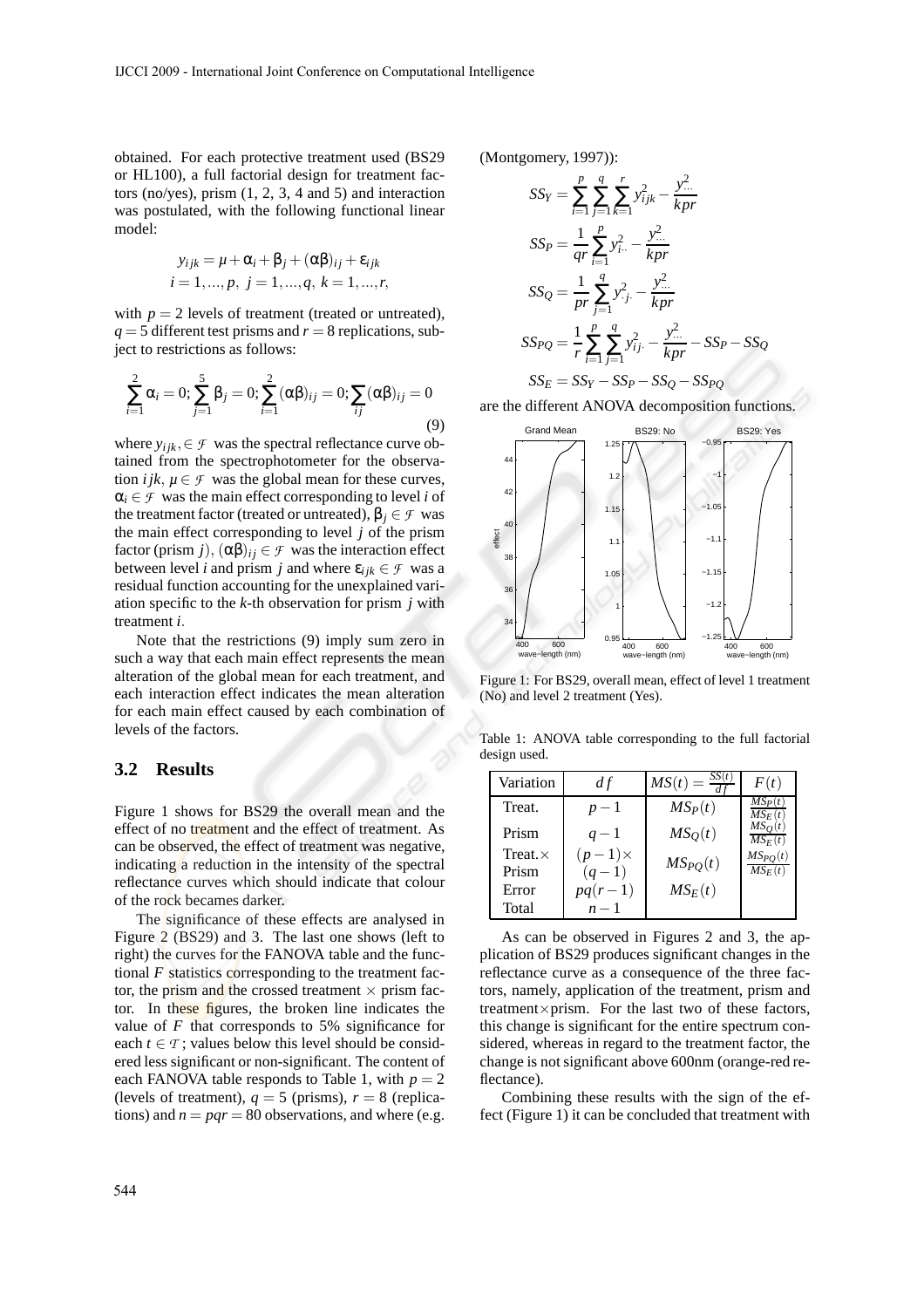obtained. For each protective treatment used (BS29 or HL100), a full factorial design for treatment factors (no/yes), prism (1, 2, 3, 4 and 5) and interaction was postulated, with the following functional linear model:

$$y_{ijk} = \mu + \alpha_i + \beta_j + (\alpha\beta)_{ij} + \varepsilon_{ijk}$$
$$i = 1,...,p,\ j = 1,...,q,\ k = 1,...,r,$$

with $p = 2$ levels of treatment (treated or untreated), $q = 5$ different test prisms and $r = 8$ replications, subject to restrictions as follows:

$$\sum_{i=1}^{2} \alpha_i = 0; \sum_{j=1}^{5} \beta_j = 0; \sum_{i=1}^{2} (\alpha\beta)_{ij} = 0; \sum_{ij} (\alpha\beta)_{ij} = 0 \tag{9}$$

where $y_{ijk}, \in \mathcal{F}$ was the spectral reflectance curve obtained from the spectrophotometer for the observation $ijk$, $\mu \in \mathcal{F}$ was the global mean for these curves, $\alpha_i \in \mathcal{F}$ was the main effect corresponding to level $i$ of the treatment factor (treated or untreated), $\beta_j \in \mathcal{F}$ was the main effect corresponding to level $j$ of the prism factor (prism $j$), $(\alpha\beta)_{ij} \in \mathcal{F}$ was the interaction effect between level $i$ and prism $j$ and where $\varepsilon_{ijk} \in \mathcal{F}$ was a residual function accounting for the unexplained variation specific to the $k$-th observation for prism $j$ with treatment $i$.

Note that the restrictions (9) imply sum zero in such a way that each main effect represents the mean alteration of the global mean for each treatment, and each interaction effect indicates the mean alteration for each main effect caused by each combination of levels of the factors.

## 3.2 Results

Figure 1 shows for BS29 the overall mean and the effect of no treatment and the effect of treatment. As can be observed, the effect of treatment was negative, indicating a reduction in the intensity of the spectral reflectance curves which should indicate that colour of the rock becames darker.

The significance of these effects are analysed in Figure 2 (BS29) and 3. The last one shows (left to right) the curves for the FANOVA table and the functional $F$ statistics corresponding to the treatment factor, the prism and the crossed treatment × prism factor. In these figures, the broken line indicates the value of $F$ that corresponds to 5% significance for each $t \in \mathcal{T}$; values below this level should be considered less significant or non-significant. The content of each FANOVA table responds to Table 1, with $p = 2$ (levels of treatment), $q = 5$ (prisms), $r = 8$ (replications) and $n = pqr = 80$ observations, and where (e.g. (Montgomery, 1997)):

$$SS_Y = \sum_{i=1}^{p}\sum_{j=1}^{q}\sum_{k=1}^{r} y_{ijk}^2 - \frac{y_{...}^2}{kpr}$$

$$SS_P = \frac{1}{qr}\sum_{i=1}^{p} y_{i..}^2 - \frac{y_{...}^2}{kpr}$$

$$SS_Q = \frac{1}{pr}\sum_{j=1}^{q} y_{.j.}^2 - \frac{y_{...}^2}{kpr}$$

$$SS_{PQ} = \frac{1}{r}\sum_{i=1}^{p}\sum_{j=1}^{q} y_{ij.}^2 - \frac{y_{...}^2}{kpr} - SS_P - SS_Q$$

$$SS_E = SS_Y - SS_P - SS_Q - SS_{PQ}$$

are the different ANOVA decomposition functions.

Figure 1: For BS29, overall mean, effect of level 1 treatment (No) and level 2 treatment (Yes).

Table 1: ANOVA table corresponding to the full factorial design used.

| Variation | $df$ | $MS(t) = \frac{SS(t)}{df}$ | $F(t)$ |
|---|---|---|---|
| Treat. | $p-1$ | $MS_P(t)$ | $\frac{MS_P(t)}{MS_E(t)}$ |
| Prism | $q-1$ | $MS_Q(t)$ | $\frac{MS_Q(t)}{MS_E(t)}$ |
| Treat.× Prism | $(p-1)\times(q-1)$ | $MS_{PQ}(t)$ | $\frac{MS_{PQ}(t)}{MS_E(t)}$ |
| Error | $pq(r-1)$ | $MS_E(t)$ | |
| Total | $n-1$ | | |

As can be observed in Figures 2 and 3, the application of BS29 produces significant changes in the reflectance curve as a consequence of the three factors, namely, application of the treatment, prism and treatment×prism. For the last two of these factors, this change is significant for the entire spectrum considered, whereas in regard to the treatment factor, the change is not significant above 600nm (orange-red reflectance).

Combining these results with the sign of the effect (Figure 1) it can be concluded that treatment with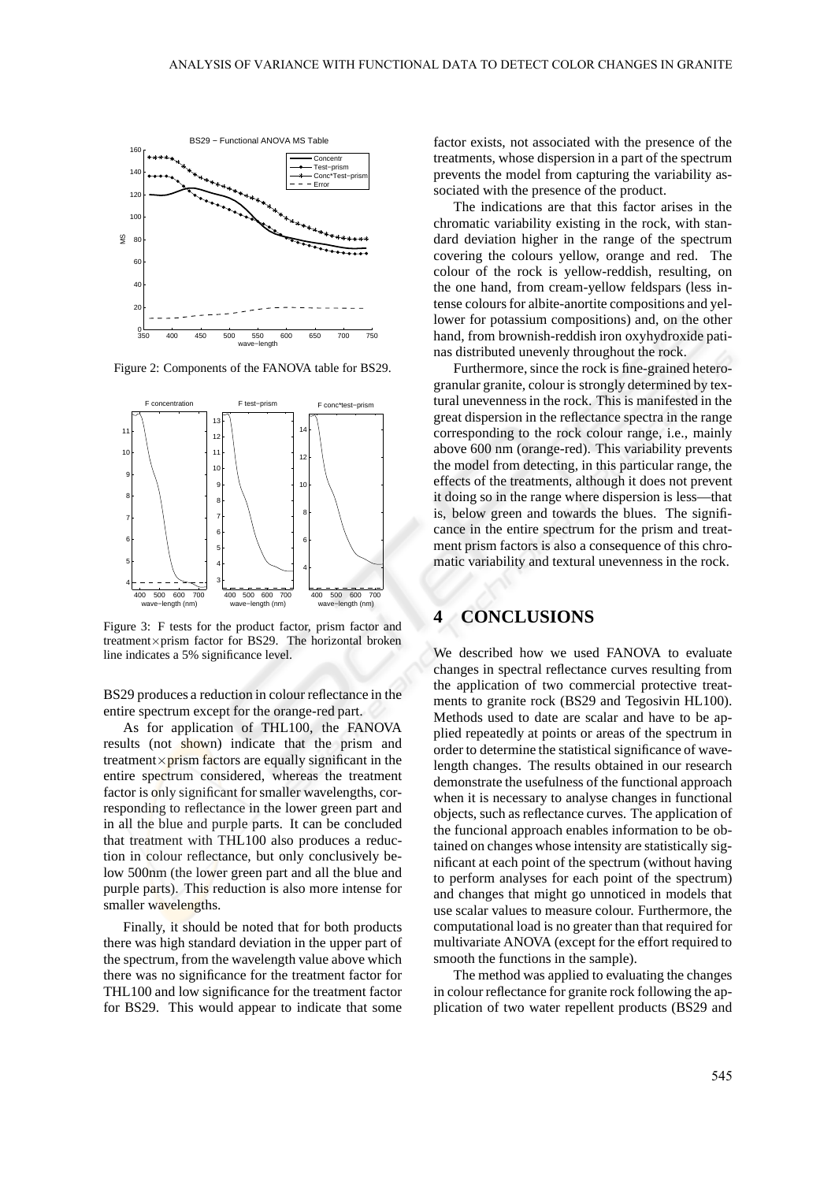Figure 2: Components of the FANOVA table for BS29.

Figure 3: F tests for the product factor, prism factor and treatment×prism factor for BS29. The horizontal broken line indicates a 5% significance level.

BS29 produces a reduction in colour reflectance in the entire spectrum except for the orange-red part.

As for application of THL100, the FANOVA results (not shown) indicate that the prism and treatment×prism factors are equally significant in the entire spectrum considered, whereas the treatment factor is only significant for smaller wavelengths, corresponding to reflectance in the lower green part and in all the blue and purple parts. It can be concluded that treatment with THL100 also produces a reduction in colour reflectance, but only conclusively below 500nm (the lower green part and all the blue and purple parts). This reduction is also more intense for smaller wavelengths.

Finally, it should be noted that for both products there was high standard deviation in the upper part of the spectrum, from the wavelength value above which there was no significance for the treatment factor for THL100 and low significance for the treatment factor for BS29. This would appear to indicate that some factor exists, not associated with the presence of the treatments, whose dispersion in a part of the spectrum prevents the model from capturing the variability associated with the presence of the product.

The indications are that this factor arises in the chromatic variability existing in the rock, with standard deviation higher in the range of the spectrum covering the colours yellow, orange and red. The colour of the rock is yellow-reddish, resulting, on the one hand, from cream-yellow feldspars (less intense colours for albite-anortite compositions and yellower for potassium compositions) and, on the other hand, from brownish-reddish iron oxyhydroxide patinas distributed unevenly throughout the rock.

Furthermore, since the rock is fine-grained heterogranular granite, colour is strongly determined by textural unevenness in the rock. This is manifested in the great dispersion in the reflectance spectra in the range corresponding to the rock colour range, i.e., mainly above 600 nm (orange-red). This variability prevents the model from detecting, in this particular range, the effects of the treatments, although it does not prevent it doing so in the range where dispersion is less—that is, below green and towards the blues. The significance in the entire spectrum for the prism and treatment prism factors is also a consequence of this chromatic variability and textural unevenness in the rock.

# 4 CONCLUSIONS

We described how we used FANOVA to evaluate changes in spectral reflectance curves resulting from the application of two commercial protective treatments to granite rock (BS29 and Tegosivin HL100). Methods used to date are scalar and have to be applied repeatedly at points or areas of the spectrum in order to determine the statistical significance of wavelength changes. The results obtained in our research demonstrate the usefulness of the functional approach when it is necessary to analyse changes in functional objects, such as reflectance curves. The application of the funcional approach enables information to be obtained on changes whose intensity are statistically significant at each point of the spectrum (without having to perform analyses for each point of the spectrum) and changes that might go unnoticed in models that use scalar values to measure colour. Furthermore, the computational load is no greater than that required for multivariate ANOVA (except for the effort required to smooth the functions in the sample).

The method was applied to evaluating the changes in colour reflectance for granite rock following the application of two water repellent products (BS29 and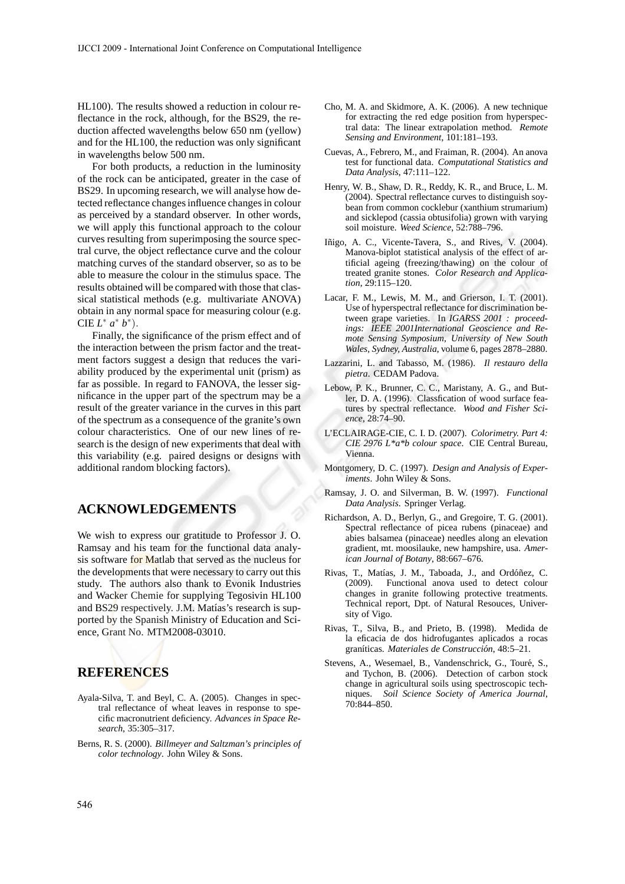HL100). The results showed a reduction in colour reflectance in the rock, although, for the BS29, the reduction affected wavelengths below 650 nm (yellow) and for the HL100, the reduction was only significant in wavelengths below 500 nm.

For both products, a reduction in the luminosity of the rock can be anticipated, greater in the case of BS29. In upcoming research, we will analyse how detected reflectance changes influence changes in colour as perceived by a standard observer. In other words, we will apply this functional approach to the colour curves resulting from superimposing the source spectral curve, the object reflectance curve and the colour matching curves of the standard observer, so as to be able to measure the colour in the stimulus space. The results obtained will be compared with those that classical statistical methods (e.g. multivariate ANOVA) obtain in any normal space for measuring colour (e.g. CIE $L^*$ $a^*$ $b^*$).

Finally, the significance of the prism effect and of the interaction between the prism factor and the treatment factors suggest a design that reduces the variability produced by the experimental unit (prism) as far as possible. In regard to FANOVA, the lesser significance in the upper part of the spectrum may be a result of the greater variance in the curves in this part of the spectrum as a consequence of the granite's own colour characteristics. One of our new lines of research is the design of new experiments that deal with this variability (e.g. paired designs or designs with additional random blocking factors).

## ACKNOWLEDGEMENTS

We wish to express our gratitude to Professor J. O. Ramsay and his team for the functional data analysis software for Matlab that served as the nucleus for the developments that were necessary to carry out this study. The authors also thank to Evonik Industries and Wacker Chemie for supplying Tegosivin HL100 and BS29 respectively. J.M. Matías's research is supported by the Spanish Ministry of Education and Science, Grant No. MTM2008-03010.

## REFERENCES

Ayala-Silva, T. and Beyl, C. A. (2005). Changes in spectral reflectance of wheat leaves in response to specific macronutrient deficiency. *Advances in Space Research*, 35:305–317.

Berns, R. S. (2000). *Billmeyer and Saltzman's principles of color technology*. John Wiley & Sons.

Cho, M. A. and Skidmore, A. K. (2006). A new technique for extracting the red edge position from hyperspectral data: The linear extrapolation method. *Remote Sensing and Environment*, 101:181–193.

Cuevas, A., Febrero, M., and Fraiman, R. (2004). An anova test for functional data. *Computational Statistics and Data Analysis*, 47:111–122.

Henry, W. B., Shaw, D. R., Reddy, K. R., and Bruce, L. M. (2004). Spectral reflectance curves to distinguish soybean from common cocklebur (xanthium strumarium) and sicklepod (cassia obtusifolia) grown with varying soil moisture. *Weed Science*, 52:788–796.

Iñigo, A. C., Vicente-Tavera, S., and Rives, V. (2004). Manova-biplot statistical analysis of the effect of artificial ageing (freezing/thawing) on the colour of treated granite stones. *Color Research and Application*, 29:115–120.

Lacar, F. M., Lewis, M. M., and Grierson, I. T. (2001). Use of hyperspectral reflectance for discrimination between grape varieties. In *IGARSS 2001 : proceedings: IEEE 2001International Geoscience and Remote Sensing Symposium, University of New South Wales, Sydney, Australia*, volume 6, pages 2878–2880.

Lazzarini, L. and Tabasso, M. (1986). *Il restauro della pietra*. CEDAM Padova.

Lebow, P. K., Brunner, C. C., Maristany, A. G., and Butler, D. A. (1996). Classfication of wood surface features by spectral reflectance. *Wood and Fisher Science*, 28:74–90.

L'ECLAIRAGE-CIE, C. I. D. (2007). *Colorimetry. Part 4: CIE 2976 L\*a\*b colour space*. CIE Central Bureau, Vienna.

Montgomery, D. C. (1997). *Design and Analysis of Experiments*. John Wiley & Sons.

Ramsay, J. O. and Silverman, B. W. (1997). *Functional Data Analysis*. Springer Verlag.

Richardson, A. D., Berlyn, G., and Gregoire, T. G. (2001). Spectral reflectance of picea rubens (pinaceae) and abies balsamea (pinaceae) needles along an elevation gradient, mt. moosilauke, new hampshire, usa. *American Journal of Botany*, 88:667–676.

Rivas, T., Matías, J. M., Taboada, J., and Ordóñez, C. (2009). Functional anova used to detect colour changes in granite following protective treatments. Technical report, Dpt. of Natural Resouces, University of Vigo.

Rivas, T., Silva, B., and Prieto, B. (1998). Medida de la eficacia de dos hidrofugantes aplicados a rocas graníticas. *Materiales de Construcción*, 48:5–21.

Stevens, A., Wesemael, B., Vandenschrick, G., Touré, S., and Tychon, B. (2006). Detection of carbon stock change in agricultural soils using spectroscopic techniques. *Soil Science Society of America Journal*, 70:844–850.